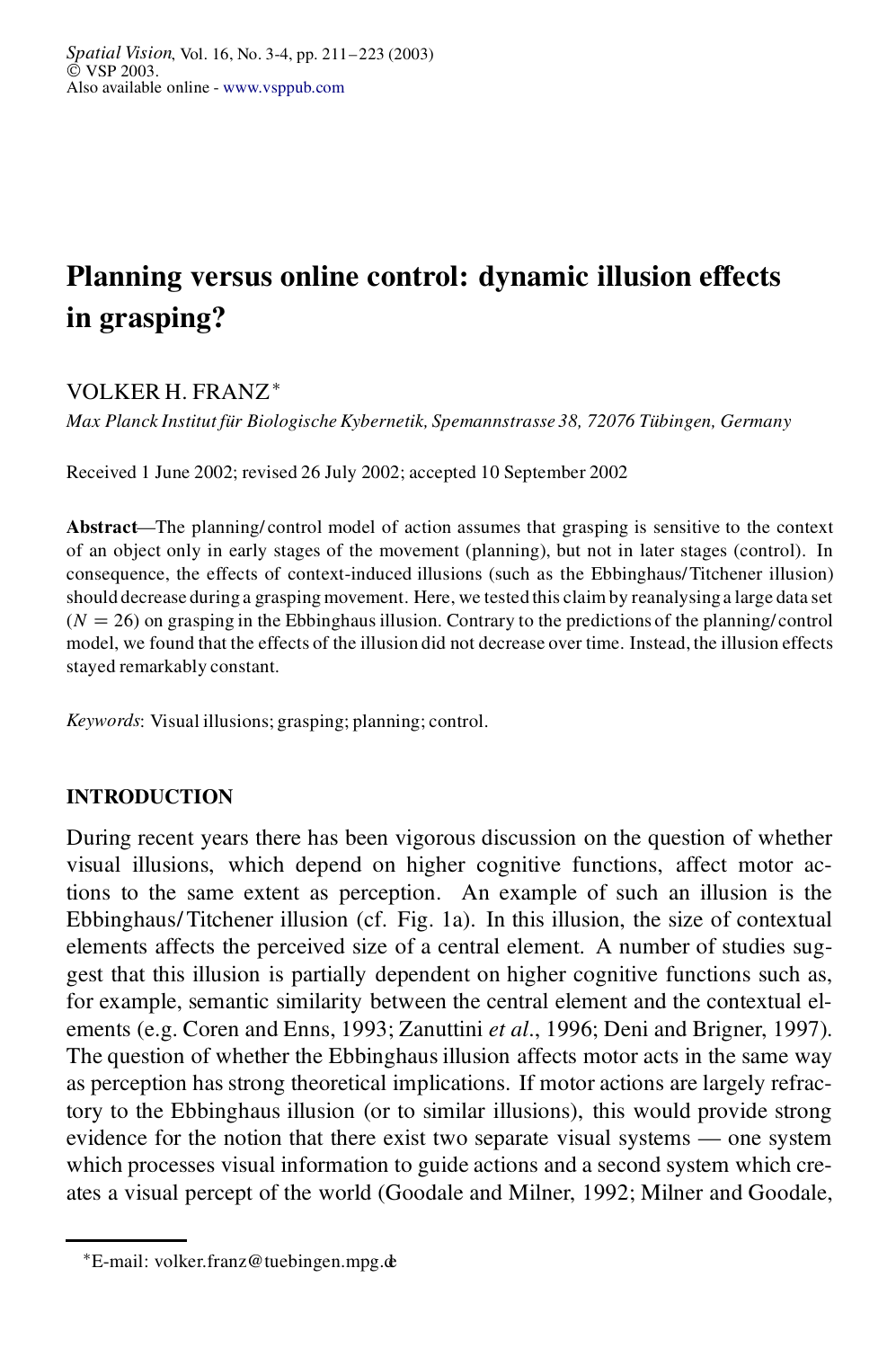# Planning versus online control: dynamic illusion effects in grasping?

VOLKER H. FRANZ *

*Max Planck Institut für Biologische Kybernetik, Spemannstrasse 38, 72076 Tübingen, Germany*

Received 1 June 2002; revised 26 July 2002; accepted 10 September 2002

**Abstract**—The planning/control model of action assumes that grasping is sensitive to the context of an object only in early stages of the movement (planning), but not in later stages (control). In consequence, the effects of context-induced illusions (such as the Ebbinghaus/Titchener illusion) should decrease during a grasping movement. Here, we tested this claim by reanalysing a large data set ($N = 26$) on grasping in the Ebbinghaus illusion. Contrary to the predictions of the planning/control model, we found that the effects of the illusion did not decrease over time. Instead, the illusion effects stayed remarkably constant.

*Keywords*: Visual illusions; grasping; planning; control.

## INTRODUCTION

During recent years there has been vigorous discussion on the question of whether visual illusions, which depend on higher cognitive functions, affect motor actions to the same extent as perception. An example of such an illusion is the Ebbinghaus/Titchener illusion (cf. Fig. 1a). In this illusion, the size of contextual elements affects the perceived size of a central element. A number of studies suggest that this illusion is partially dependent on higher cognitive functions such as, for example, semantic similarity between the central element and the contextual elements (e.g. Coren and Enns, 1993; Zanuttini *et al*., 1996; Deni and Brigner, 1997). The question of whether the Ebbinghaus illusion affects motor acts in the same way as perception has strong theoretical implications. If motor actions are largely refractory to the Ebbinghaus illusion (or to similar illusions), this would provide strong evidence for the notion that there exist two separate visual systems — one system which processes visual information to guide actions and a second system which creates a visual percept of the world (Goodale and Milner, 1992; Milner and Goodale,

*E-mail: volker.franz@tuebingen.mpg.de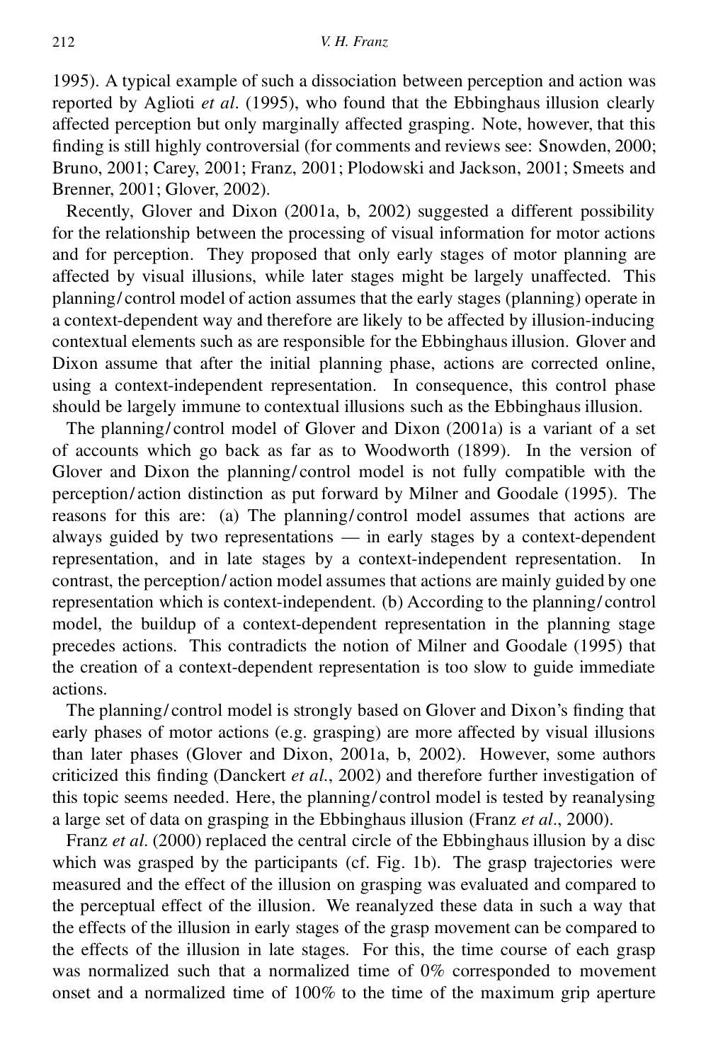1995). A typical example of such a dissociation between perception and action was reported by Aglioti *et al*. (1995), who found that the Ebbinghaus illusion clearly affected perception but only marginally affected grasping. Note, however, that this finding is still highly controversial (for comments and reviews see: Snowden, 2000; Bruno, 2001; Carey, 2001; Franz, 2001; Plodowski and Jackson, 2001; Smeets and Brenner, 2001; Glover, 2002).

Recently, Glover and Dixon (2001a, b, 2002) suggested a different possibility for the relationship between the processing of visual information for motor actions and for perception. They proposed that only early stages of motor planning are affected by visual illusions, while later stages might be largely unaffected. This planning/control model of action assumes that the early stages (planning) operate in a context-dependent way and therefore are likely to be affected by illusion-inducing contextual elements such as are responsible for the Ebbinghaus illusion. Glover and Dixon assume that after the initial planning phase, actions are corrected online, using a context-independent representation. In consequence, this control phase should be largely immune to contextual illusions such as the Ebbinghaus illusion.

The planning/control model of Glover and Dixon (2001a) is a variant of a set of accounts which go back as far as to Woodworth (1899). In the version of Glover and Dixon the planning/control model is not fully compatible with the perception/action distinction as put forward by Milner and Goodale (1995). The reasons for this are: (a) The planning/control model assumes that actions are always guided by two representations — in early stages by a context-dependent representation, and in late stages by a context-independent representation. In contrast, the perception/action model assumes that actions are mainly guided by one representation which is context-independent. (b) According to the planning/control model, the buildup of a context-dependent representation in the planning stage precedes actions. This contradicts the notion of Milner and Goodale (1995) that the creation of a context-dependent representation is too slow to guide immediate actions.

The planning/control model is strongly based on Glover and Dixon's finding that early phases of motor actions (e.g. grasping) are more affected by visual illusions than later phases (Glover and Dixon, 2001a, b, 2002). However, some authors criticized this finding (Danckert *et al*., 2002) and therefore further investigation of this topic seems needed. Here, the planning/control model is tested by reanalysing a large set of data on grasping in the Ebbinghaus illusion (Franz *et al*., 2000).

Franz *et al*. (2000) replaced the central circle of the Ebbinghaus illusion by a disc which was grasped by the participants (cf. Fig. 1b). The grasp trajectories were measured and the effect of the illusion on grasping was evaluated and compared to the perceptual effect of the illusion. We reanalyzed these data in such a way that the effects of the illusion in early stages of the grasp movement can be compared to the effects of the illusion in late stages. For this, the time course of each grasp was normalized such that a normalized time of 0% corresponded to movement onset and a normalized time of 100% to the time of the maximum grip aperture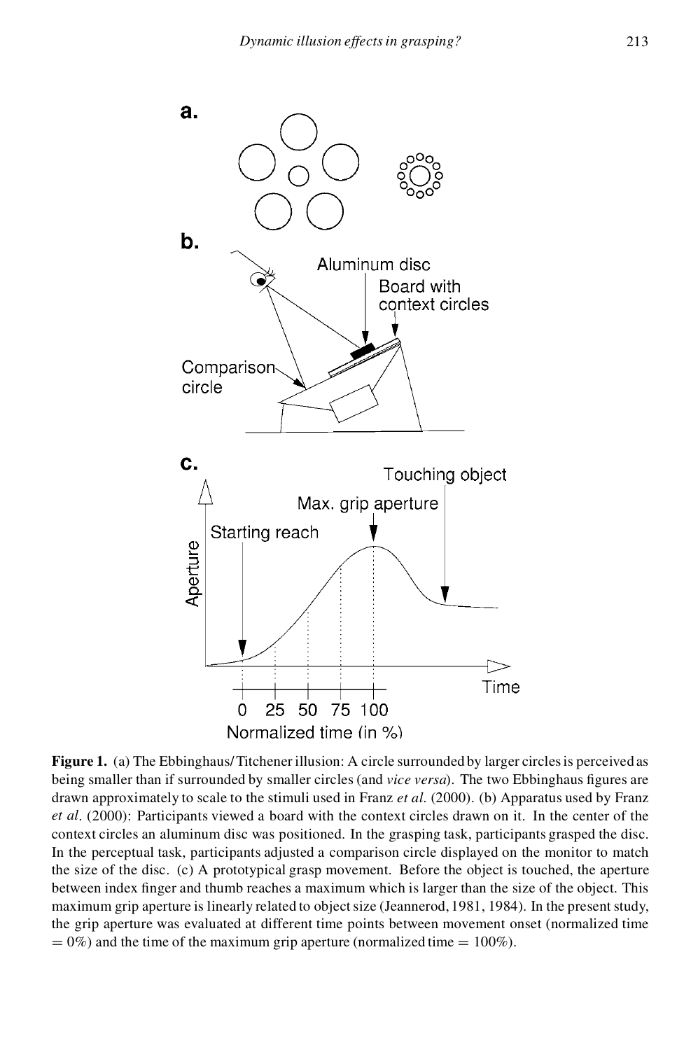a.

b.

Aluminum disc

Board with context circles

Comparison circle

c.

Touching object

Max. grip aperture

Starting reach

Aperture

Time

0 25 50 75 100

Normalized time (in %)

**Figure 1.** (a) The Ebbinghaus/Titchener illusion: A circle surrounded by larger circles is perceived as being smaller than if surrounded by smaller circles (and *vice versa*). The two Ebbinghaus figures are drawn approximately to scale to the stimuli used in Franz *et al.* (2000). (b) Apparatus used by Franz *et al.* (2000): Participants viewed a board with the context circles drawn on it. In the center of the context circles an aluminum disc was positioned. In the grasping task, participants grasped the disc. In the perceptual task, participants adjusted a comparison circle displayed on the monitor to match the size of the disc. (c) A prototypical grasp movement. Before the object is touched, the aperture between index finger and thumb reaches a maximum which is larger than the size of the object. This maximum grip aperture is linearly related to object size (Jeannerod, 1981, 1984). In the present study, the grip aperture was evaluated at different time points between movement onset (normalized time = 0%) and the time of the maximum grip aperture (normalized time = 100%).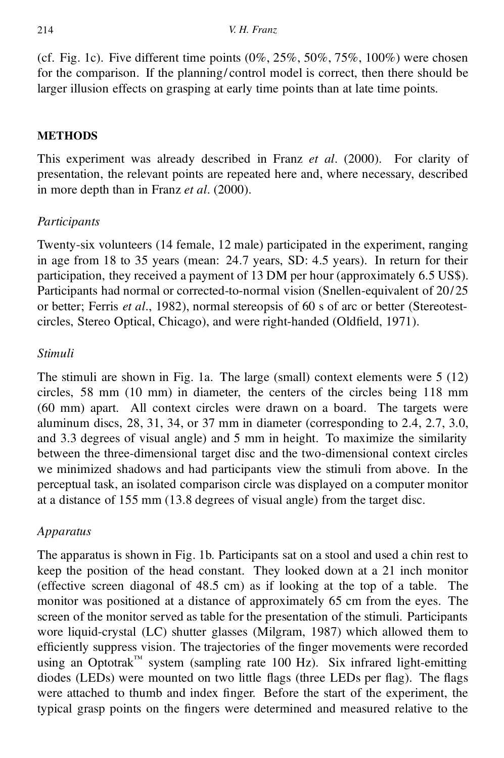(cf. Fig. 1c). Five different time points (0%, 25%, 50%, 75%, 100%) were chosen for the comparison. If the planning/control model is correct, then there should be larger illusion effects on grasping at early time points than at late time points.

## METHODS

This experiment was already described in Franz *et al*. (2000). For clarity of presentation, the relevant points are repeated here and, where necessary, described in more depth than in Franz *et al*. (2000).

### *Participants*

Twenty-six volunteers (14 female, 12 male) participated in the experiment, ranging in age from 18 to 35 years (mean: 24.7 years, SD: 4.5 years). In return for their participation, they received a payment of 13 DM per hour (approximately 6.5 US$). Participants had normal or corrected-to-normal vision (Snellen-equivalent of 20/25 or better; Ferris *et al*., 1982), normal stereopsis of 60 s of arc or better (Stereotest-circles, Stereo Optical, Chicago), and were right-handed (Oldfield, 1971).

### *Stimuli*

The stimuli are shown in Fig. 1a. The large (small) context elements were 5 (12) circles, 58 mm (10 mm) in diameter, the centers of the circles being 118 mm (60 mm) apart. All context circles were drawn on a board. The targets were aluminum discs, 28, 31, 34, or 37 mm in diameter (corresponding to 2.4, 2.7, 3.0, and 3.3 degrees of visual angle) and 5 mm in height. To maximize the similarity between the three-dimensional target disc and the two-dimensional context circles we minimized shadows and had participants view the stimuli from above. In the perceptual task, an isolated comparison circle was displayed on a computer monitor at a distance of 155 mm (13.8 degrees of visual angle) from the target disc.

### *Apparatus*

The apparatus is shown in Fig. 1b. Participants sat on a stool and used a chin rest to keep the position of the head constant. They looked down at a 21 inch monitor (effective screen diagonal of 48.5 cm) as if looking at the top of a table. The monitor was positioned at a distance of approximately 65 cm from the eyes. The screen of the monitor served as table for the presentation of the stimuli. Participants wore liquid-crystal (LC) shutter glasses (Milgram, 1987) which allowed them to efficiently suppress vision. The trajectories of the finger movements were recorded using an Optotrak™ system (sampling rate 100 Hz). Six infrared light-emitting diodes (LEDs) were mounted on two little flags (three LEDs per flag). The flags were attached to thumb and index finger. Before the start of the experiment, the typical grasp points on the fingers were determined and measured relative to the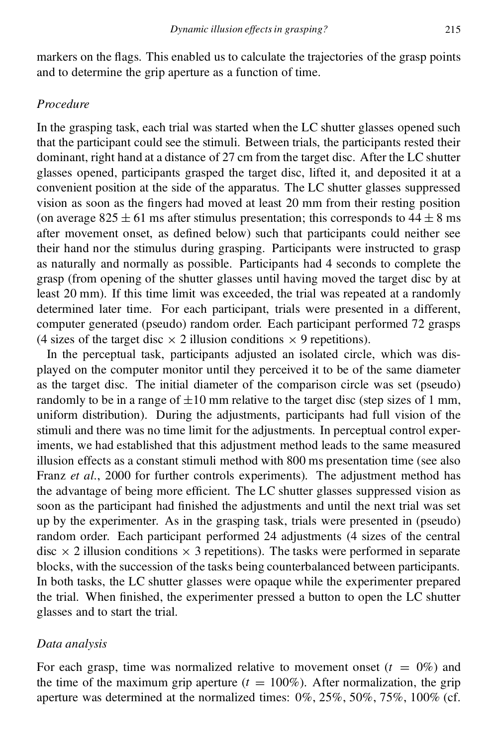markers on the flags. This enabled us to calculate the trajectories of the grasp points and to determine the grip aperture as a function of time.

### *Procedure*

In the grasping task, each trial was started when the LC shutter glasses opened such that the participant could see the stimuli. Between trials, the participants rested their dominant, right hand at a distance of 27 cm from the target disc. After the LC shutter glasses opened, participants grasped the target disc, lifted it, and deposited it at a convenient position at the side of the apparatus. The LC shutter glasses suppressed vision as soon as the fingers had moved at least 20 mm from their resting position (on average $825 \pm 61$ ms after stimulus presentation; this corresponds to $44 \pm 8$ ms after movement onset, as defined below) such that participants could neither see their hand nor the stimulus during grasping. Participants were instructed to grasp as naturally and normally as possible. Participants had 4 seconds to complete the grasp (from opening of the shutter glasses until having moved the target disc by at least 20 mm). If this time limit was exceeded, the trial was repeated at a randomly determined later time. For each participant, trials were presented in a different, computer generated (pseudo) random order. Each participant performed 72 grasps (4 sizes of the target disc $\times$ 2 illusion conditions $\times$ 9 repetitions).

In the perceptual task, participants adjusted an isolated circle, which was displayed on the computer monitor until they perceived it to be of the same diameter as the target disc. The initial diameter of the comparison circle was set (pseudo) randomly to be in a range of $\pm 10$ mm relative to the target disc (step sizes of 1 mm, uniform distribution). During the adjustments, participants had full vision of the stimuli and there was no time limit for the adjustments. In perceptual control experiments, we had established that this adjustment method leads to the same measured illusion effects as a constant stimuli method with 800 ms presentation time (see also Franz *et al.*, 2000 for further controls experiments). The adjustment method has the advantage of being more efficient. The LC shutter glasses suppressed vision as soon as the participant had finished the adjustments and until the next trial was set up by the experimenter. As in the grasping task, trials were presented in (pseudo) random order. Each participant performed 24 adjustments (4 sizes of the central disc $\times$ 2 illusion conditions $\times$ 3 repetitions). The tasks were performed in separate blocks, with the succession of the tasks being counterbalanced between participants. In both tasks, the LC shutter glasses were opaque while the experimenter prepared the trial. When finished, the experimenter pressed a button to open the LC shutter glasses and to start the trial.

### *Data analysis*

For each grasp, time was normalized relative to movement onset ($t = 0\%$) and the time of the maximum grip aperture ($t = 100\%$). After normalization, the grip aperture was determined at the normalized times: 0%, 25%, 50%, 75%, 100% (cf.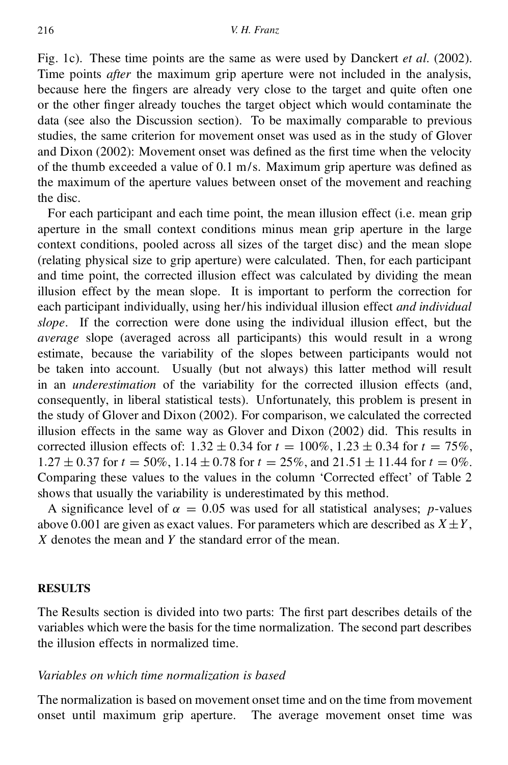Fig. 1c). These time points are the same as were used by Danckert *et al.* (2002). Time points *after* the maximum grip aperture were not included in the analysis, because here the fingers are already very close to the target and quite often one or the other finger already touches the target object which would contaminate the data (see also the Discussion section). To be maximally comparable to previous studies, the same criterion for movement onset was used as in the study of Glover and Dixon (2002): Movement onset was defined as the first time when the velocity of the thumb exceeded a value of 0.1 m/s. Maximum grip aperture was defined as the maximum of the aperture values between onset of the movement and reaching the disc.

For each participant and each time point, the mean illusion effect (i.e. mean grip aperture in the small context conditions minus mean grip aperture in the large context conditions, pooled across all sizes of the target disc) and the mean slope (relating physical size to grip aperture) were calculated. Then, for each participant and time point, the corrected illusion effect was calculated by dividing the mean illusion effect by the mean slope. It is important to perform the correction for each participant individually, using her/his individual illusion effect *and individual slope*. If the correction were done using the individual illusion effect, but the *average* slope (averaged across all participants) this would result in a wrong estimate, because the variability of the slopes between participants would not be taken into account. Usually (but not always) this latter method will result in an *underestimation* of the variability for the corrected illusion effects (and, consequently, in liberal statistical tests). Unfortunately, this problem is present in the study of Glover and Dixon (2002). For comparison, we calculated the corrected illusion effects in the same way as Glover and Dixon (2002) did. This results in corrected illusion effects of: $1.32 \pm 0.34$ for $t = 100\%$, $1.23 \pm 0.34$ for $t = 75\%$, $1.27 \pm 0.37$ for $t = 50\%$, $1.14 \pm 0.78$ for $t = 25\%$, and $21.51 \pm 11.44$ for $t = 0\%$. Comparing these values to the values in the column 'Corrected effect' of Table 2 shows that usually the variability is underestimated by this method.

A significance level of $\alpha = 0.05$ was used for all statistical analyses; $p$-values above 0.001 are given as exact values. For parameters which are described as $X \pm Y$, $X$ denotes the mean and $Y$ the standard error of the mean.

## RESULTS

The Results section is divided into two parts: The first part describes details of the variables which were the basis for the time normalization. The second part describes the illusion effects in normalized time.

### *Variables on which time normalization is based*

The normalization is based on movement onset time and on the time from movement onset until maximum grip aperture. The average movement onset time was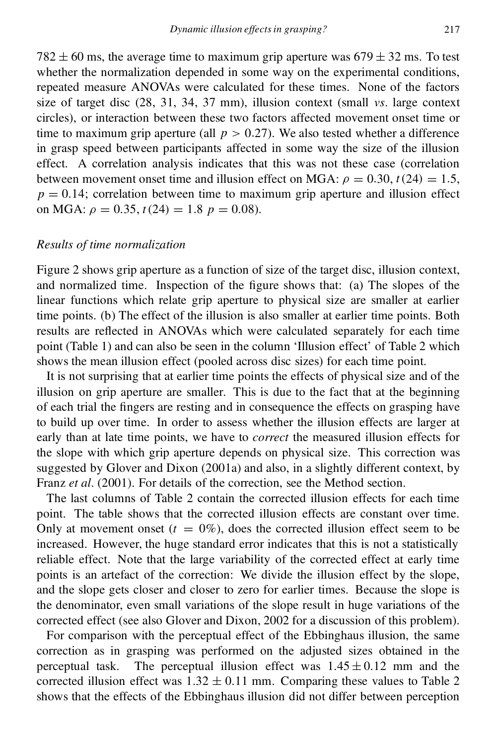$782 \pm 60$ ms, the average time to maximum grip aperture was $679 \pm 32$ ms. To test whether the normalization depended in some way on the experimental conditions, repeated measure ANOVAs were calculated for these times. None of the factors size of target disc (28, 31, 34, 37 mm), illusion context (small *vs.* large context circles), or interaction between these two factors affected movement onset time or time to maximum grip aperture (all $p > 0.27$). We also tested whether a difference in grasp speed between participants affected in some way the size of the illusion effect. A correlation analysis indicates that this was not these case (correlation between movement onset time and illusion effect on MGA: $\rho = 0.30$, $t(24) = 1.5$, $p = 0.14$; correlation between time to maximum grip aperture and illusion effect on MGA: $\rho = 0.35$, $t(24) = 1.8$ $p = 0.08$).

### *Results of time normalization*

Figure 2 shows grip aperture as a function of size of the target disc, illusion context, and normalized time. Inspection of the figure shows that: (a) The slopes of the linear functions which relate grip aperture to physical size are smaller at earlier time points. (b) The effect of the illusion is also smaller at earlier time points. Both results are reflected in ANOVAs which were calculated separately for each time point (Table 1) and can also be seen in the column 'Illusion effect' of Table 2 which shows the mean illusion effect (pooled across disc sizes) for each time point.

It is not surprising that at earlier time points the effects of physical size and of the illusion on grip aperture are smaller. This is due to the fact that at the beginning of each trial the fingers are resting and in consequence the effects on grasping have to build up over time. In order to assess whether the illusion effects are larger at early than at late time points, we have to *correct* the measured illusion effects for the slope with which grip aperture depends on physical size. This correction was suggested by Glover and Dixon (2001a) and also, in a slightly different context, by Franz *et al*. (2001). For details of the correction, see the Method section.

The last columns of Table 2 contain the corrected illusion effects for each time point. The table shows that the corrected illusion effects are constant over time. Only at movement onset ($t = 0\%$), does the corrected illusion effect seem to be increased. However, the huge standard error indicates that this is not a statistically reliable effect. Note that the large variability of the corrected effect at early time points is an artefact of the correction: We divide the illusion effect by the slope, and the slope gets closer and closer to zero for earlier times. Because the slope is the denominator, even small variations of the slope result in huge variations of the corrected effect (see also Glover and Dixon, 2002 for a discussion of this problem).

For comparison with the perceptual effect of the Ebbinghaus illusion, the same correction as in grasping was performed on the adjusted sizes obtained in the perceptual task. The perceptual illusion effect was $1.45 \pm 0.12$ mm and the corrected illusion effect was $1.32 \pm 0.11$ mm. Comparing these values to Table 2 shows that the effects of the Ebbinghaus illusion did not differ between perception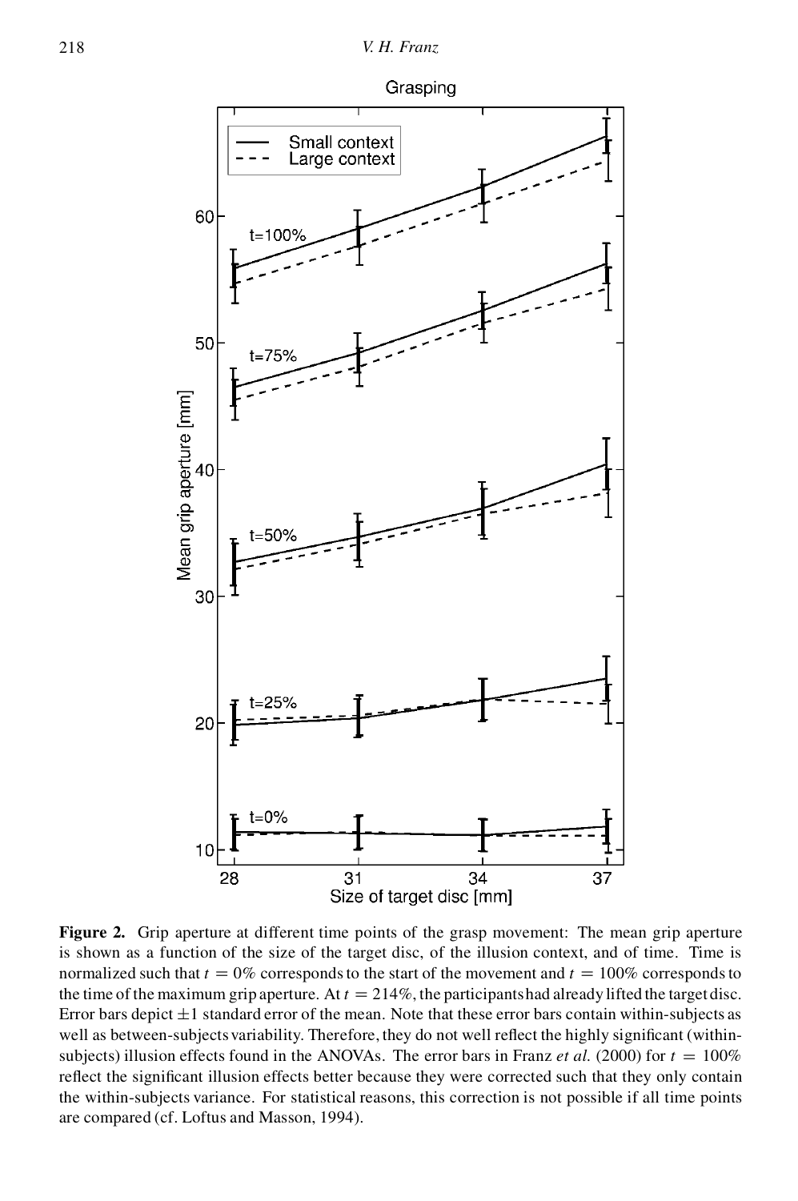Grasping

Small context

Large context

t=100%

t=75%

t=50%

t=25%

t=0%

Mean grip aperture [mm]

10

20

30

40

50

60

28

31

34

37

Size of target disc [mm]

**Figure 2.** Grip aperture at different time points of the grasp movement: The mean grip aperture is shown as a function of the size of the target disc, of the illusion context, and of time. Time is normalized such that $t = 0\%$ corresponds to the start of the movement and $t = 100\%$ corresponds to the time of the maximum grip aperture. At $t = 214\%$, the participants had already lifted the target disc. Error bars depict $\pm 1$ standard error of the mean. Note that these error bars contain within-subjects as well as between-subjects variability. Therefore, they do not well reflect the highly significant (within-subjects) illusion effects found in the ANOVAs. The error bars in Franz *et al.* (2000) for $t = 100\%$ reflect the significant illusion effects better because they were corrected such that they only contain the within-subjects variance. For statistical reasons, this correction is not possible if all time points are compared (cf. Loftus and Masson, 1994).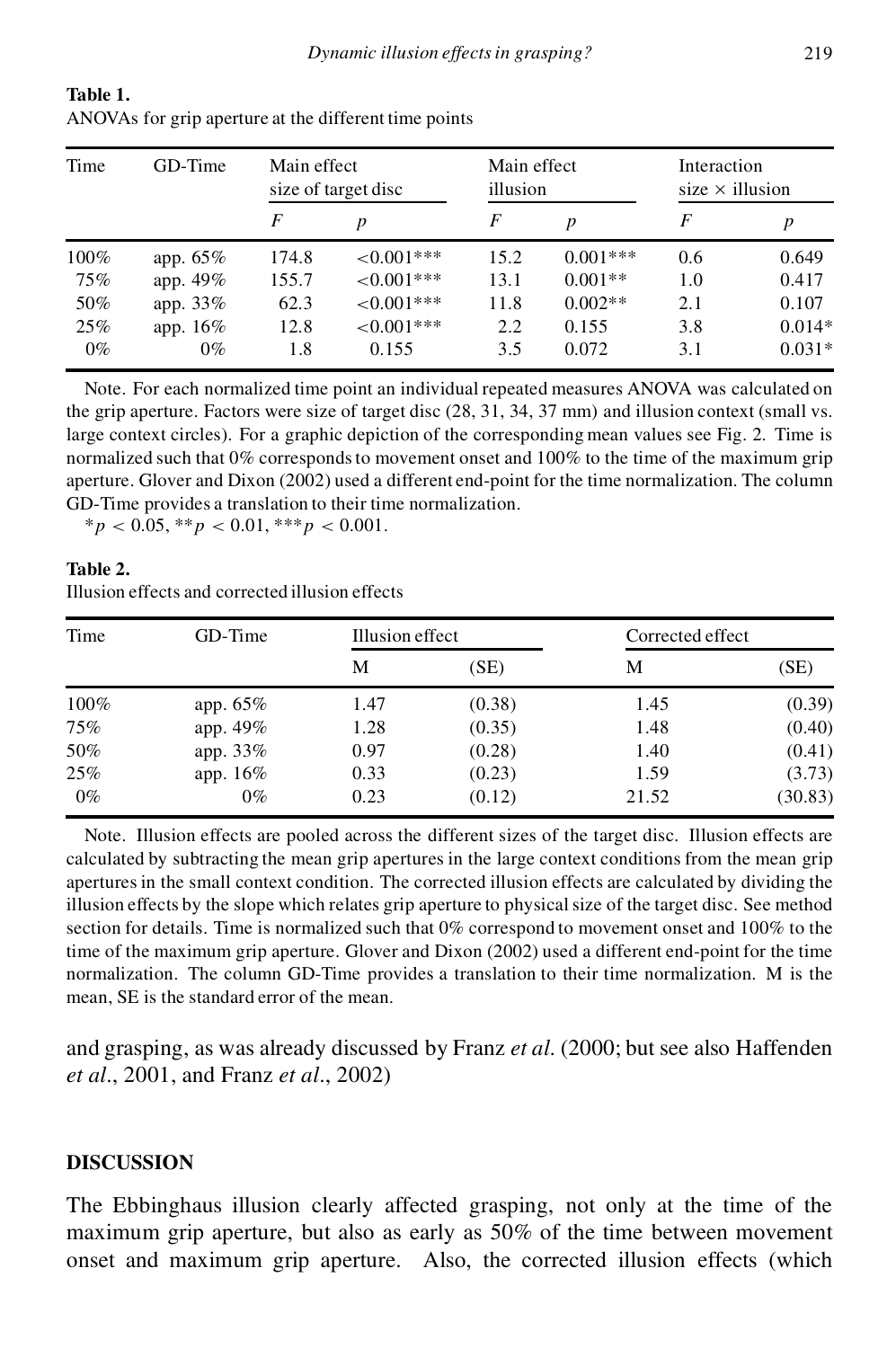**Table 1.**
ANOVAs for grip aperture at the different time points

| Time | GD-Time | Main effect size of target disc | | Main effect illusion | | Interaction size × illusion | |
|---|---|---|---|---|---|---|---|
| | | $F$ | $p$ | $F$ | $p$ | $F$ | $p$ |
| 100% | app. 65% | 174.8 | <0.001*** | 15.2 | 0.001*** | 0.6 | 0.649 |
| 75% | app. 49% | 155.7 | <0.001*** | 13.1 | 0.001** | 1.0 | 0.417 |
| 50% | app. 33% | 62.3 | <0.001*** | 11.8 | 0.002** | 2.1 | 0.107 |
| 25% | app. 16% | 12.8 | <0.001*** | 2.2 | 0.155 | 3.8 | 0.014* |
| 0% | 0% | 1.8 | 0.155 | 3.5 | 0.072 | 3.1 | 0.031* |

Note. For each normalized time point an individual repeated measures ANOVA was calculated on the grip aperture. Factors were size of target disc (28, 31, 34, 37 mm) and illusion context (small vs. large context circles). For a graphic depiction of the corresponding mean values see Fig. 2. Time is normalized such that 0% corresponds to movement onset and 100% to the time of the maximum grip aperture. Glover and Dixon (2002) used a different end-point for the time normalization. The column GD-Time provides a translation to their time normalization.

*$p < 0.05$, **$p < 0.01$, ***$p < 0.001$.

**Table 2.**
Illusion effects and corrected illusion effects

| Time | GD-Time | Illusion effect | | Corrected effect | |
|---|---|---|---|---|---|
| | | M | (SE) | M | (SE) |
| 100% | app. 65% | 1.47 | (0.38) | 1.45 | (0.39) |
| 75% | app. 49% | 1.28 | (0.35) | 1.48 | (0.40) |
| 50% | app. 33% | 0.97 | (0.28) | 1.40 | (0.41) |
| 25% | app. 16% | 0.33 | (0.23) | 1.59 | (3.73) |
| 0% | 0% | 0.23 | (0.12) | 21.52 | (30.83) |

Note. Illusion effects are pooled across the different sizes of the target disc. Illusion effects are calculated by subtracting the mean grip apertures in the large context conditions from the mean grip apertures in the small context condition. The corrected illusion effects are calculated by dividing the illusion effects by the slope which relates grip aperture to physical size of the target disc. See method section for details. Time is normalized such that 0% correspond to movement onset and 100% to the time of the maximum grip aperture. Glover and Dixon (2002) used a different end-point for the time normalization. The column GD-Time provides a translation to their time normalization. M is the mean, SE is the standard error of the mean.

and grasping, as was already discussed by Franz *et al.* (2000; but see also Haffenden *et al*., 2001, and Franz *et al*., 2002)

## DISCUSSION

The Ebbinghaus illusion clearly affected grasping, not only at the time of the maximum grip aperture, but also as early as 50% of the time between movement onset and maximum grip aperture. Also, the corrected illusion effects (which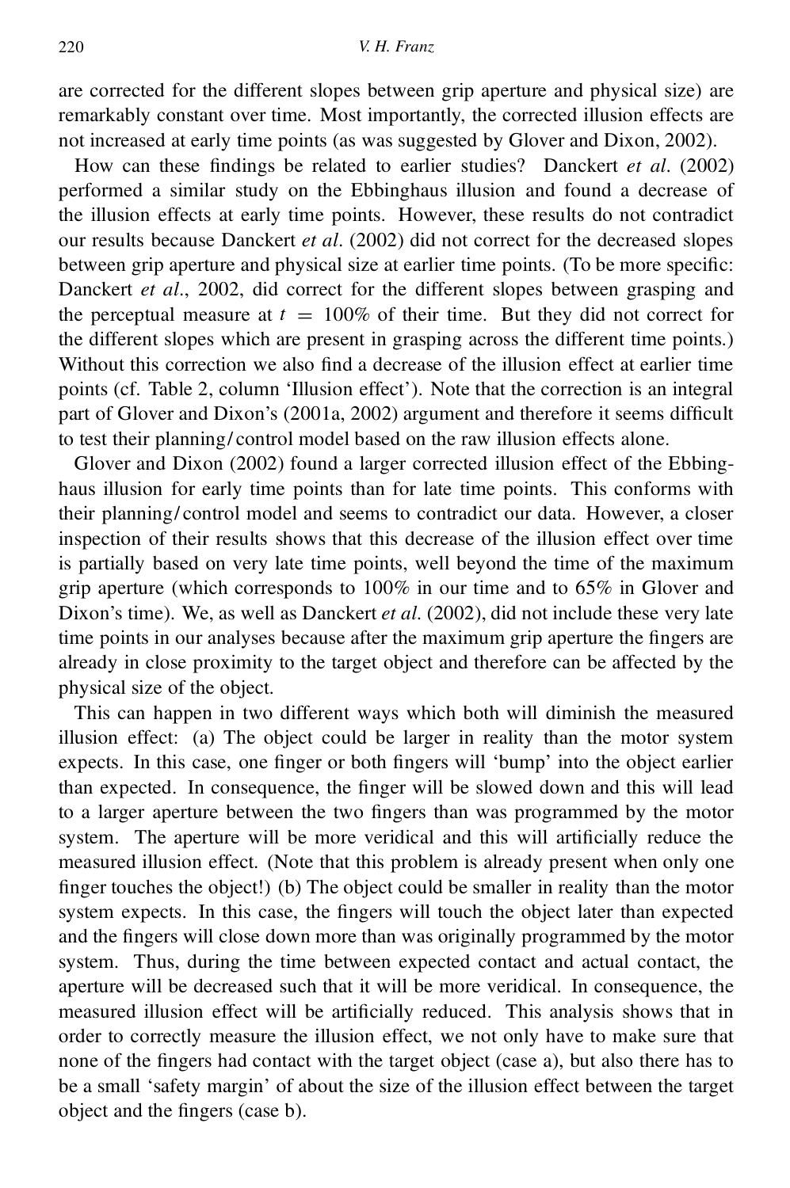are corrected for the different slopes between grip aperture and physical size) are remarkably constant over time. Most importantly, the corrected illusion effects are not increased at early time points (as was suggested by Glover and Dixon, 2002).

How can these findings be related to earlier studies? Danckert *et al*. (2002) performed a similar study on the Ebbinghaus illusion and found a decrease of the illusion effects at early time points. However, these results do not contradict our results because Danckert *et al*. (2002) did not correct for the decreased slopes between grip aperture and physical size at earlier time points. (To be more specific: Danckert *et al*., 2002, did correct for the different slopes between grasping and the perceptual measure at $t = 100\%$ of their time. But they did not correct for the different slopes which are present in grasping across the different time points.) Without this correction we also find a decrease of the illusion effect at earlier time points (cf. Table 2, column 'Illusion effect'). Note that the correction is an integral part of Glover and Dixon's (2001a, 2002) argument and therefore it seems difficult to test their planning/control model based on the raw illusion effects alone.

Glover and Dixon (2002) found a larger corrected illusion effect of the Ebbinghaus illusion for early time points than for late time points. This conforms with their planning/control model and seems to contradict our data. However, a closer inspection of their results shows that this decrease of the illusion effect over time is partially based on very late time points, well beyond the time of the maximum grip aperture (which corresponds to 100% in our time and to 65% in Glover and Dixon's time). We, as well as Danckert *et al*. (2002), did not include these very late time points in our analyses because after the maximum grip aperture the fingers are already in close proximity to the target object and therefore can be affected by the physical size of the object.

This can happen in two different ways which both will diminish the measured illusion effect: (a) The object could be larger in reality than the motor system expects. In this case, one finger or both fingers will 'bump' into the object earlier than expected. In consequence, the finger will be slowed down and this will lead to a larger aperture between the two fingers than was programmed by the motor system. The aperture will be more veridical and this will artificially reduce the measured illusion effect. (Note that this problem is already present when only one finger touches the object!) (b) The object could be smaller in reality than the motor system expects. In this case, the fingers will touch the object later than expected and the fingers will close down more than was originally programmed by the motor system. Thus, during the time between expected contact and actual contact, the aperture will be decreased such that it will be more veridical. In consequence, the measured illusion effect will be artificially reduced. This analysis shows that in order to correctly measure the illusion effect, we not only have to make sure that none of the fingers had contact with the target object (case a), but also there has to be a small 'safety margin' of about the size of the illusion effect between the target object and the fingers (case b).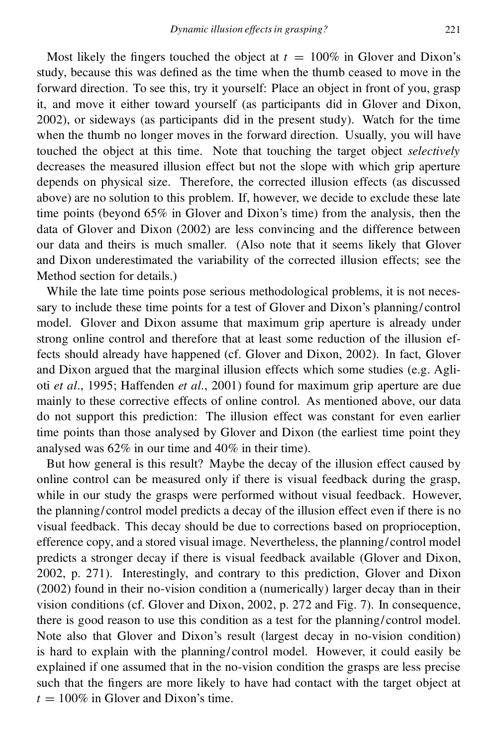Most likely the fingers touched the object at $t = 100\%$ in Glover and Dixon's study, because this was defined as the time when the thumb ceased to move in the forward direction. To see this, try it yourself: Place an object in front of you, grasp it, and move it either toward yourself (as participants did in Glover and Dixon, 2002), or sideways (as participants did in the present study). Watch for the time when the thumb no longer moves in the forward direction. Usually, you will have touched the object at this time. Note that touching the target object *selectively* decreases the measured illusion effect but not the slope with which grip aperture depends on physical size. Therefore, the corrected illusion effects (as discussed above) are no solution to this problem. If, however, we decide to exclude these late time points (beyond 65% in Glover and Dixon's time) from the analysis, then the data of Glover and Dixon (2002) are less convincing and the difference between our data and theirs is much smaller. (Also note that it seems likely that Glover and Dixon underestimated the variability of the corrected illusion effects; see the Method section for details.)

While the late time points pose serious methodological problems, it is not necessary to include these time points for a test of Glover and Dixon's planning/control model. Glover and Dixon assume that maximum grip aperture is already under strong online control and therefore that at least some reduction of the illusion effects should already have happened (cf. Glover and Dixon, 2002). In fact, Glover and Dixon argued that the marginal illusion effects which some studies (e.g. Aglioti *et al.*, 1995; Haffenden *et al.*, 2001) found for maximum grip aperture are due mainly to these corrective effects of online control. As mentioned above, our data do not support this prediction: The illusion effect was constant for even earlier time points than those analysed by Glover and Dixon (the earliest time point they analysed was 62% in our time and 40% in their time).

But how general is this result? Maybe the decay of the illusion effect caused by online control can be measured only if there is visual feedback during the grasp, while in our study the grasps were performed without visual feedback. However, the planning/control model predicts a decay of the illusion effect even if there is no visual feedback. This decay should be due to corrections based on proprioception, efference copy, and a stored visual image. Nevertheless, the planning/control model predicts a stronger decay if there is visual feedback available (Glover and Dixon, 2002, p. 271). Interestingly, and contrary to this prediction, Glover and Dixon (2002) found in their no-vision condition a (numerically) larger decay than in their vision conditions (cf. Glover and Dixon, 2002, p. 272 and Fig. 7). In consequence, there is good reason to use this condition as a test for the planning/control model. Note also that Glover and Dixon's result (largest decay in no-vision condition) is hard to explain with the planning/control model. However, it could easily be explained if one assumed that in the no-vision condition the grasps are less precise such that the fingers are more likely to have had contact with the target object at $t = 100\%$ in Glover and Dixon's time.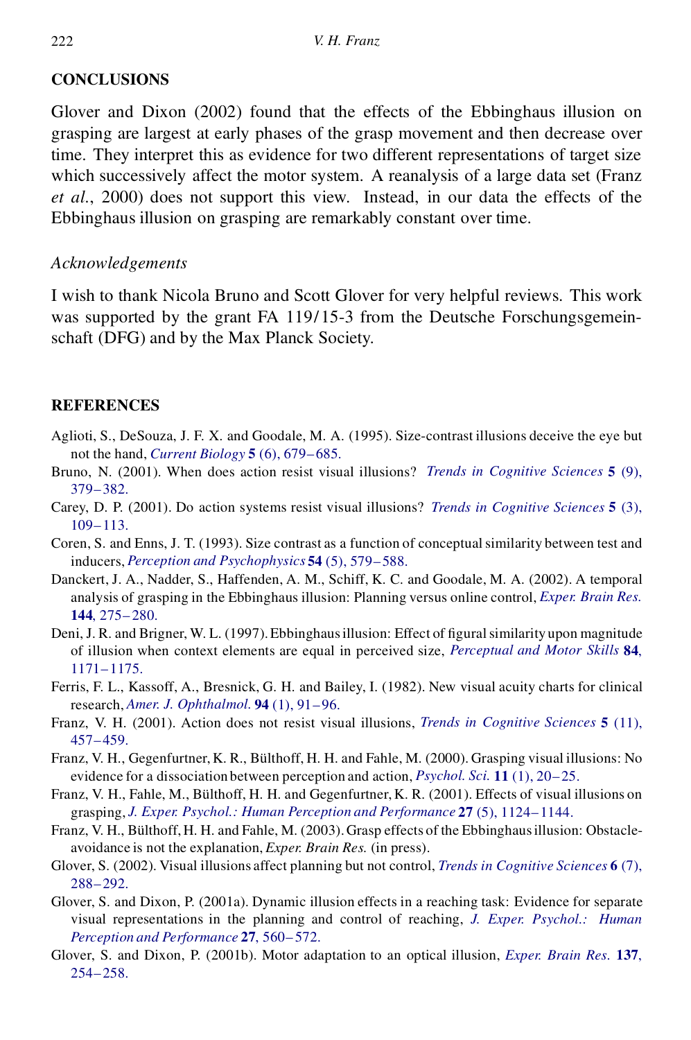## CONCLUSIONS

Glover and Dixon (2002) found that the effects of the Ebbinghaus illusion on grasping are largest at early phases of the grasp movement and then decrease over time. They interpret this as evidence for two different representations of target size which successively affect the motor system. A reanalysis of a large data set (Franz *et al.*, 2000) does not support this view. Instead, in our data the effects of the Ebbinghaus illusion on grasping are remarkably constant over time.

### *Acknowledgements*

I wish to thank Nicola Bruno and Scott Glover for very helpful reviews. This work was supported by the grant FA 119/15-3 from the Deutsche Forschungsgemeinschaft (DFG) and by the Max Planck Society.

## REFERENCES

Aglioti, S., DeSouza, J. F. X. and Goodale, M. A. (1995). Size-contrast illusions deceive the eye but not the hand, *Current Biology* **5** (6), 679–685.

Bruno, N. (2001). When does action resist visual illusions? *Trends in Cognitive Sciences* **5** (9), 379–382.

Carey, D. P. (2001). Do action systems resist visual illusions? *Trends in Cognitive Sciences* **5** (3), 109–113.

Coren, S. and Enns, J. T. (1993). Size contrast as a function of conceptual similarity between test and inducers, *Perception and Psychophysics* **54** (5), 579–588.

Danckert, J. A., Nadder, S., Haffenden, A. M., Schiff, K. C. and Goodale, M. A. (2002). A temporal analysis of grasping in the Ebbinghaus illusion: Planning versus online control, *Exper. Brain Res.* **144**, 275–280.

Deni, J. R. and Brigner, W. L. (1997). Ebbinghaus illusion: Effect of figural similarity upon magnitude of illusion when context elements are equal in perceived size, *Perceptual and Motor Skills* **84**, 1171–1175.

Ferris, F. L., Kassoff, A., Bresnick, G. H. and Bailey, I. (1982). New visual acuity charts for clinical research, *Amer. J. Ophthalmol.* **94** (1), 91–96.

Franz, V. H. (2001). Action does not resist visual illusions, *Trends in Cognitive Sciences* **5** (11), 457–459.

Franz, V. H., Gegenfurtner, K. R., Bülthoff, H. H. and Fahle, M. (2000). Grasping visual illusions: No evidence for a dissociation between perception and action, *Psychol. Sci.* **11** (1), 20–25.

Franz, V. H., Fahle, M., Bülthoff, H. H. and Gegenfurtner, K. R. (2001). Effects of visual illusions on grasping, *J. Exper. Psychol.: Human Perception and Performance* **27** (5), 1124–1144.

Franz, V. H., Bülthoff, H. H. and Fahle, M. (2003). Grasp effects of the Ebbinghaus illusion: Obstacle-avoidance is not the explanation, *Exper. Brain Res.* (in press).

Glover, S. (2002). Visual illusions affect planning but not control, *Trends in Cognitive Sciences* **6** (7), 288–292.

Glover, S. and Dixon, P. (2001a). Dynamic illusion effects in a reaching task: Evidence for separate visual representations in the planning and control of reaching, *J. Exper. Psychol.: Human Perception and Performance* **27**, 560–572.

Glover, S. and Dixon, P. (2001b). Motor adaptation to an optical illusion, *Exper. Brain Res.* **137**, 254–258.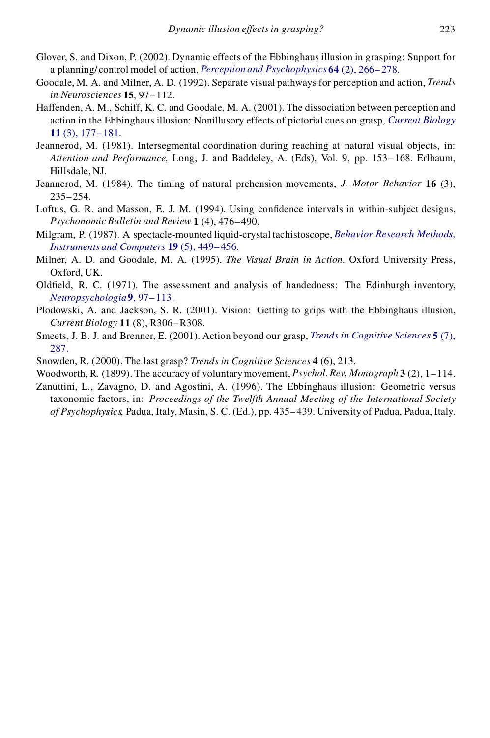Glover, S. and Dixon, P. (2002). Dynamic effects of the Ebbinghaus illusion in grasping: Support for a planning/control model of action, *Perception and Psychophysics* **64** (2), 266–278.

Goodale, M. A. and Milner, A. D. (1992). Separate visual pathways for perception and action, *Trends in Neurosciences* **15**, 97–112.

Haffenden, A. M., Schiff, K. C. and Goodale, M. A. (2001). The dissociation between perception and action in the Ebbinghaus illusion: Nonillusory effects of pictorial cues on grasp, *Current Biology* **11** (3), 177–181.

Jeannerod, M. (1981). Intersegmental coordination during reaching at natural visual objects, in: *Attention and Performance*, Long, J. and Baddeley, A. (Eds), Vol. 9, pp. 153–168. Erlbaum, Hillsdale, NJ.

Jeannerod, M. (1984). The timing of natural prehension movements, *J. Motor Behavior* **16** (3), 235–254.

Loftus, G. R. and Masson, E. J. M. (1994). Using confidence intervals in within-subject designs, *Psychonomic Bulletin and Review* **1** (4), 476–490.

Milgram, P. (1987). A spectacle-mounted liquid-crystal tachistoscope, *Behavior Research Methods, Instruments and Computers* **19** (5), 449–456.

Milner, A. D. and Goodale, M. A. (1995). *The Visual Brain in Action*. Oxford University Press, Oxford, UK.

Oldfield, R. C. (1971). The assessment and analysis of handedness: The Edinburgh inventory, *Neuropsychologia* **9**, 97–113.

Plodowski, A. and Jackson, S. R. (2001). Vision: Getting to grips with the Ebbinghaus illusion, *Current Biology* **11** (8), R306–R308.

Smeets, J. B. J. and Brenner, E. (2001). Action beyond our grasp, *Trends in Cognitive Sciences* **5** (7), 287.

Snowden, R. (2000). The last grasp? *Trends in Cognitive Sciences* **4** (6), 213.

Woodworth, R. (1899). The accuracy of voluntary movement, *Psychol. Rev. Monograph* **3** (2), 1–114.

Zanuttini, L., Zavagno, D. and Agostini, A. (1996). The Ebbinghaus illusion: Geometric versus taxonomic factors, in: *Proceedings of the Twelfth Annual Meeting of the International Society of Psychophysics*, Padua, Italy, Masin, S. C. (Ed.), pp. 435–439. University of Padua, Padua, Italy.